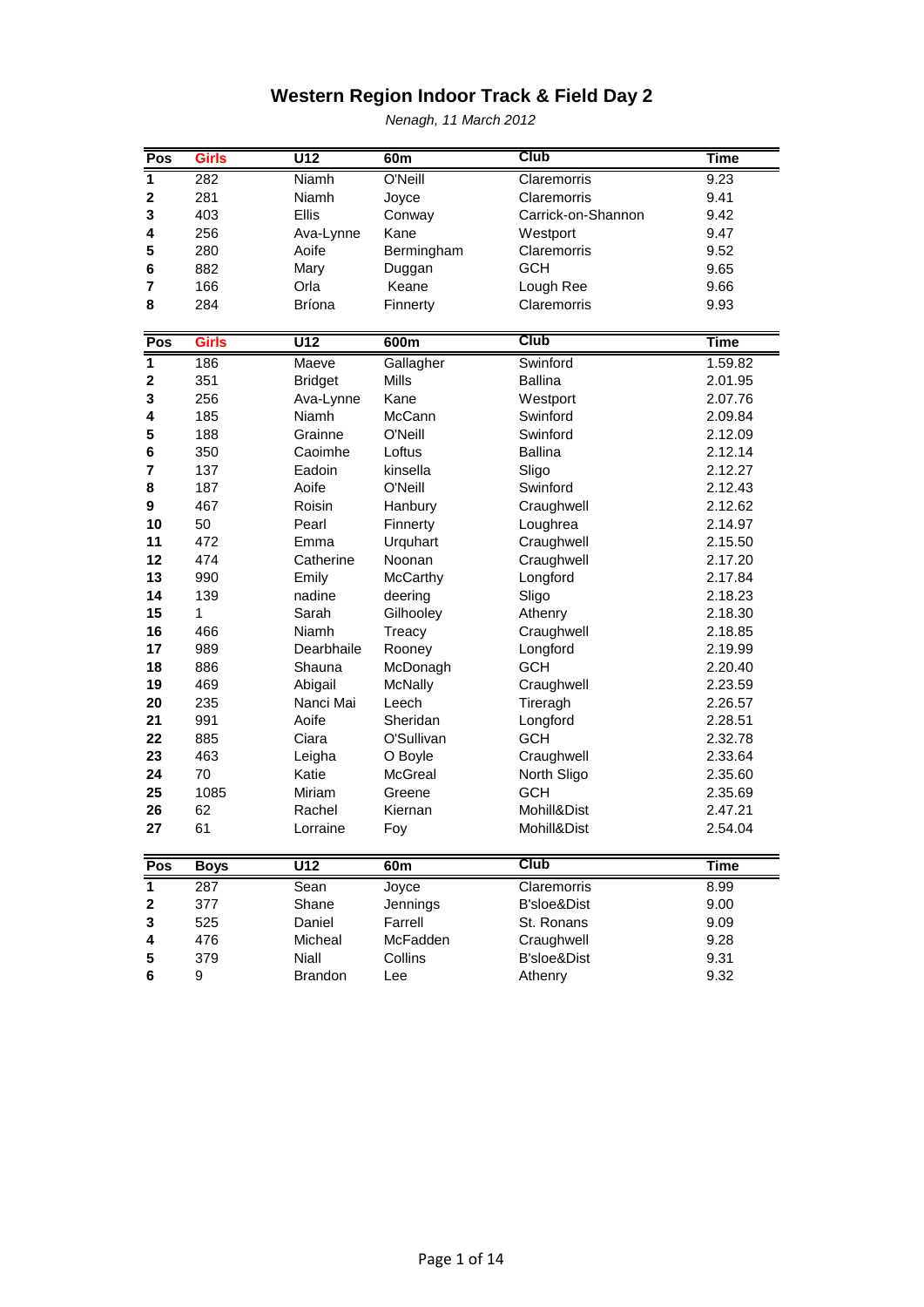# Western Region Indoor Track & Field Day 2

*Nenagh, 11 March 2012*

| Pos | Girls | U12 | 60m | Club | Time |
|---|---|---|---|---|---|
| 1 | 282 | Niamh | O'Neill | Claremorris | 9.23 |
| 2 | 281 | Niamh | Joyce | Claremorris | 9.41 |
| 3 | 403 | Ellis | Conway | Carrick-on-Shannon | 9.42 |
| 4 | 256 | Ava-Lynne | Kane | Westport | 9.47 |
| 5 | 280 | Aoife | Bermingham | Claremorris | 9.52 |
| 6 | 882 | Mary | Duggan | GCH | 9.65 |
| 7 | 166 | Orla | Keane | Lough Ree | 9.66 |
| 8 | 284 | Bríona | Finnerty | Claremorris | 9.93 |

| Pos | Girls | U12 | 600m | Club | Time |
|---|---|---|---|---|---|
| 1 | 186 | Maeve | Gallagher | Swinford | 1.59.82 |
| 2 | 351 | Bridget | Mills | Ballina | 2.01.95 |
| 3 | 256 | Ava-Lynne | Kane | Westport | 2.07.76 |
| 4 | 185 | Niamh | McCann | Swinford | 2.09.84 |
| 5 | 188 | Grainne | O'Neill | Swinford | 2.12.09 |
| 6 | 350 | Caoimhe | Loftus | Ballina | 2.12.14 |
| 7 | 137 | Eadoin | kinsella | Sligo | 2.12.27 |
| 8 | 187 | Aoife | O'Neill | Swinford | 2.12.43 |
| 9 | 467 | Roisin | Hanbury | Craughwell | 2.12.62 |
| 10 | 50 | Pearl | Finnerty | Loughrea | 2.14.97 |
| 11 | 472 | Emma | Urquhart | Craughwell | 2.15.50 |
| 12 | 474 | Catherine | Noonan | Craughwell | 2.17.20 |
| 13 | 990 | Emily | McCarthy | Longford | 2.17.84 |
| 14 | 139 | nadine | deering | Sligo | 2.18.23 |
| 15 | 1 | Sarah | Gilhooley | Athenry | 2.18.30 |
| 16 | 466 | Niamh | Treacy | Craughwell | 2.18.85 |
| 17 | 989 | Dearbhaile | Rooney | Longford | 2.19.99 |
| 18 | 886 | Shauna | McDonagh | GCH | 2.20.40 |
| 19 | 469 | Abigail | McNally | Craughwell | 2.23.59 |
| 20 | 235 | Nanci Mai | Leech | Tireragh | 2.26.57 |
| 21 | 991 | Aoife | Sheridan | Longford | 2.28.51 |
| 22 | 885 | Ciara | O'Sullivan | GCH | 2.32.78 |
| 23 | 463 | Leigha | O Boyle | Craughwell | 2.33.64 |
| 24 | 70 | Katie | McGreal | North Sligo | 2.35.60 |
| 25 | 1085 | Miriam | Greene | GCH | 2.35.69 |
| 26 | 62 | Rachel | Kiernan | Mohill&Dist | 2.47.21 |
| 27 | 61 | Lorraine | Foy | Mohill&Dist | 2.54.04 |

| Pos | Boys | U12 | 60m | Club | Time |
|---|---|---|---|---|---|
| 1 | 287 | Sean | Joyce | Claremorris | 8.99 |
| 2 | 377 | Shane | Jennings | B'sloe&Dist | 9.00 |
| 3 | 525 | Daniel | Farrell | St. Ronans | 9.09 |
| 4 | 476 | Micheal | McFadden | Craughwell | 9.28 |
| 5 | 379 | Niall | Collins | B'sloe&Dist | 9.31 |
| 6 | 9 | Brandon | Lee | Athenry | 9.32 |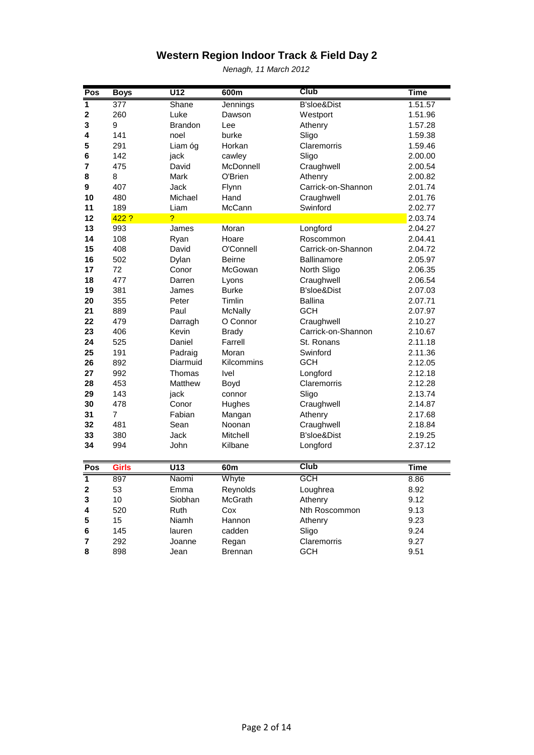# Western Region Indoor Track & Field Day 2

*Nenagh, 11 March 2012*

| Pos | Boys | U12 | 600m | Club | Time |
|---|---|---|---|---|---|
| 1 | 377 | Shane | Jennings | B'sloe&Dist | 1.51.57 |
| 2 | 260 | Luke | Dawson | Westport | 1.51.96 |
| 3 | 9 | Brandon | Lee | Athenry | 1.57.28 |
| 4 | 141 | noel | burke | Sligo | 1.59.38 |
| 5 | 291 | Liam óg | Horkan | Claremorris | 1.59.46 |
| 6 | 142 | jack | cawley | Sligo | 2.00.00 |
| 7 | 475 | David | McDonnell | Craughwell | 2.00.54 |
| 8 | 8 | Mark | O'Brien | Athenry | 2.00.82 |
| 9 | 407 | Jack | Flynn | Carrick-on-Shannon | 2.01.74 |
| 10 | 480 | Michael | Hand | Craughwell | 2.01.76 |
| 11 | 189 | Liam | McCann | Swinford | 2.02.77 |
| 12 | 422 ? | ? | | | 2.03.74 |
| 13 | 993 | James | Moran | Longford | 2.04.27 |
| 14 | 108 | Ryan | Hoare | Roscommon | 2.04.41 |
| 15 | 408 | David | O'Connell | Carrick-on-Shannon | 2.04.72 |
| 16 | 502 | Dylan | Beirne | Ballinamore | 2.05.97 |
| 17 | 72 | Conor | McGowan | North Sligo | 2.06.35 |
| 18 | 477 | Darren | Lyons | Craughwell | 2.06.54 |
| 19 | 381 | James | Burke | B'sloe&Dist | 2.07.03 |
| 20 | 355 | Peter | Timlin | Ballina | 2.07.71 |
| 21 | 889 | Paul | McNally | GCH | 2.07.97 |
| 22 | 479 | Darragh | O Connor | Craughwell | 2.10.27 |
| 23 | 406 | Kevin | Brady | Carrick-on-Shannon | 2.10.67 |
| 24 | 525 | Daniel | Farrell | St. Ronans | 2.11.18 |
| 25 | 191 | Padraig | Moran | Swinford | 2.11.36 |
| 26 | 892 | Diarmuid | Kilcommins | GCH | 2.12.05 |
| 27 | 992 | Thomas | Ivel | Longford | 2.12.18 |
| 28 | 453 | Matthew | Boyd | Claremorris | 2.12.28 |
| 29 | 143 | jack | connor | Sligo | 2.13.74 |
| 30 | 478 | Conor | Hughes | Craughwell | 2.14.87 |
| 31 | 7 | Fabian | Mangan | Athenry | 2.17.68 |
| 32 | 481 | Sean | Noonan | Craughwell | 2.18.84 |
| 33 | 380 | Jack | Mitchell | B'sloe&Dist | 2.19.25 |
| 34 | 994 | John | Kilbane | Longford | 2.37.12 |

| Pos | Girls | U13 | 60m | Club | Time |
|---|---|---|---|---|---|
| 1 | 897 | Naomi | Whyte | GCH | 8.86 |
| 2 | 53 | Emma | Reynolds | Loughrea | 8.92 |
| 3 | 10 | Siobhan | McGrath | Athenry | 9.12 |
| 4 | 520 | Ruth | Cox | Nth Roscommon | 9.13 |
| 5 | 15 | Niamh | Hannon | Athenry | 9.23 |
| 6 | 145 | lauren | cadden | Sligo | 9.24 |
| 7 | 292 | Joanne | Regan | Claremorris | 9.27 |
| 8 | 898 | Jean | Brennan | GCH | 9.51 |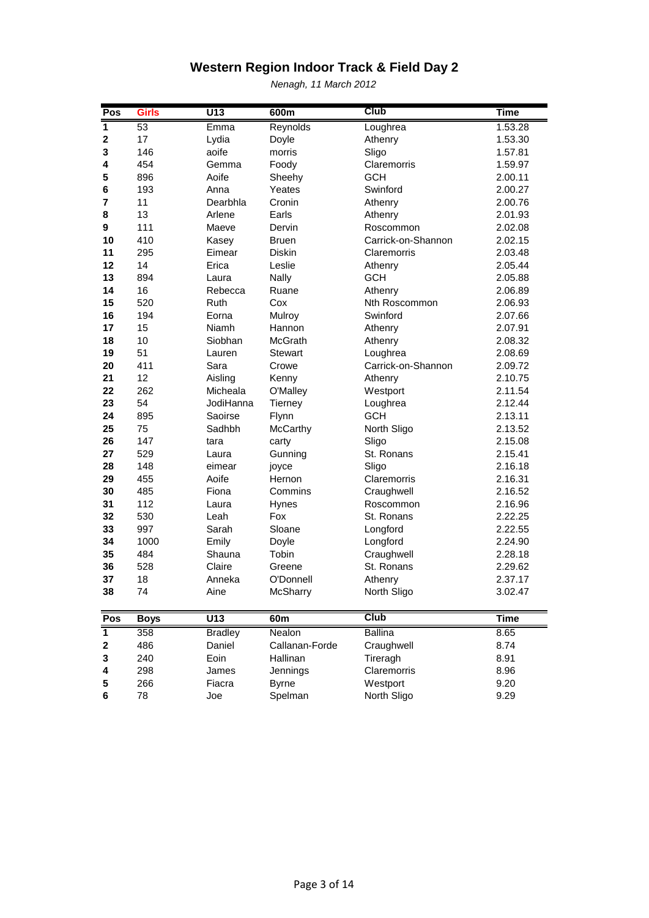# Western Region Indoor Track & Field Day 2

*Nenagh, 11 March 2012*

| Pos | Girls | U13 | 600m | Club | Time |
|---|---|---|---|---|---|
| 1 | 53 | Emma | Reynolds | Loughrea | 1.53.28 |
| 2 | 17 | Lydia | Doyle | Athenry | 1.53.30 |
| 3 | 146 | aoife | morris | Sligo | 1.57.81 |
| 4 | 454 | Gemma | Foody | Claremorris | 1.59.97 |
| 5 | 896 | Aoife | Sheehy | GCH | 2.00.11 |
| 6 | 193 | Anna | Yeates | Swinford | 2.00.27 |
| 7 | 11 | Dearbhla | Cronin | Athenry | 2.00.76 |
| 8 | 13 | Arlene | Earls | Athenry | 2.01.93 |
| 9 | 111 | Maeve | Dervin | Roscommon | 2.02.08 |
| 10 | 410 | Kasey | Bruen | Carrick-on-Shannon | 2.02.15 |
| 11 | 295 | Eimear | Diskin | Claremorris | 2.03.48 |
| 12 | 14 | Erica | Leslie | Athenry | 2.05.44 |
| 13 | 894 | Laura | Nally | GCH | 2.05.88 |
| 14 | 16 | Rebecca | Ruane | Athenry | 2.06.89 |
| 15 | 520 | Ruth | Cox | Nth Roscommon | 2.06.93 |
| 16 | 194 | Eorna | Mulroy | Swinford | 2.07.66 |
| 17 | 15 | Niamh | Hannon | Athenry | 2.07.91 |
| 18 | 10 | Siobhan | McGrath | Athenry | 2.08.32 |
| 19 | 51 | Lauren | Stewart | Loughrea | 2.08.69 |
| 20 | 411 | Sara | Crowe | Carrick-on-Shannon | 2.09.72 |
| 21 | 12 | Aisling | Kenny | Athenry | 2.10.75 |
| 22 | 262 | Micheala | O'Malley | Westport | 2.11.54 |
| 23 | 54 | JodiHanna | Tierney | Loughrea | 2.12.44 |
| 24 | 895 | Saoirse | Flynn | GCH | 2.13.11 |
| 25 | 75 | Sadhbh | McCarthy | North Sligo | 2.13.52 |
| 26 | 147 | tara | carty | Sligo | 2.15.08 |
| 27 | 529 | Laura | Gunning | St. Ronans | 2.15.41 |
| 28 | 148 | eimear | joyce | Sligo | 2.16.18 |
| 29 | 455 | Aoife | Hernon | Claremorris | 2.16.31 |
| 30 | 485 | Fiona | Commins | Craughwell | 2.16.52 |
| 31 | 112 | Laura | Hynes | Roscommon | 2.16.96 |
| 32 | 530 | Leah | Fox | St. Ronans | 2.22.25 |
| 33 | 997 | Sarah | Sloane | Longford | 2.22.55 |
| 34 | 1000 | Emily | Doyle | Longford | 2.24.90 |
| 35 | 484 | Shauna | Tobin | Craughwell | 2.28.18 |
| 36 | 528 | Claire | Greene | St. Ronans | 2.29.62 |
| 37 | 18 | Anneka | O'Donnell | Athenry | 2.37.17 |
| 38 | 74 | Aine | McSharry | North Sligo | 3.02.47 |

| Pos | Boys | U13 | 60m | Club | Time |
|---|---|---|---|---|---|
| 1 | 358 | Bradley | Nealon | Ballina | 8.65 |
| 2 | 486 | Daniel | Callanan-Forde | Craughwell | 8.74 |
| 3 | 240 | Eoin | Hallinan | Tireragh | 8.91 |
| 4 | 298 | James | Jennings | Claremorris | 8.96 |
| 5 | 266 | Fiacra | Byrne | Westport | 9.20 |
| 6 | 78 | Joe | Spelman | North Sligo | 9.29 |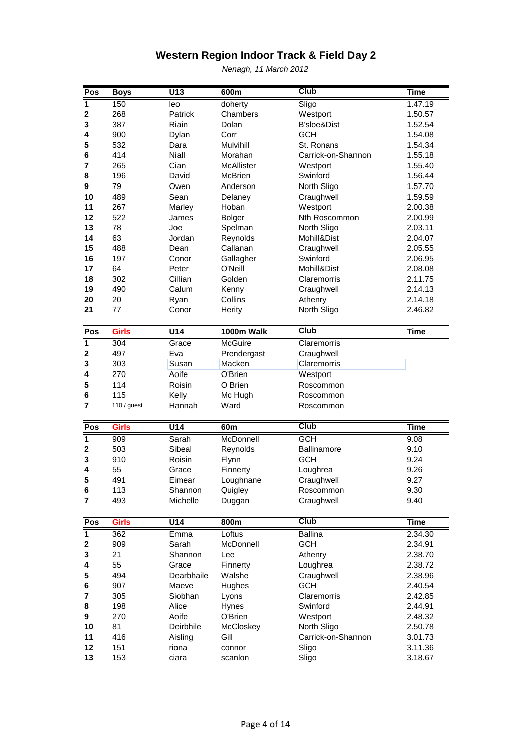# Western Region Indoor Track & Field Day 2

*Nenagh, 11 March 2012*

| Pos | Boys | U13 | 600m | Club | Time |
|---|---|---|---|---|---|
| 1 | 150 | leo | doherty | Sligo | 1.47.19 |
| 2 | 268 | Patrick | Chambers | Westport | 1.50.57 |
| 3 | 387 | Riain | Dolan | B'sloe&Dist | 1.52.54 |
| 4 | 900 | Dylan | Corr | GCH | 1.54.08 |
| 5 | 532 | Dara | Mulvihill | St. Ronans | 1.54.34 |
| 6 | 414 | Niall | Morahan | Carrick-on-Shannon | 1.55.18 |
| 7 | 265 | Cian | McAllister | Westport | 1.55.40 |
| 8 | 196 | David | McBrien | Swinford | 1.56.44 |
| 9 | 79 | Owen | Anderson | North Sligo | 1.57.70 |
| 10 | 489 | Sean | Delaney | Craughwell | 1.59.59 |
| 11 | 267 | Marley | Hoban | Westport | 2.00.38 |
| 12 | 522 | James | Bolger | Nth Roscommon | 2.00.99 |
| 13 | 78 | Joe | Spelman | North Sligo | 2.03.11 |
| 14 | 63 | Jordan | Reynolds | Mohill&Dist | 2.04.07 |
| 15 | 488 | Dean | Callanan | Craughwell | 2.05.55 |
| 16 | 197 | Conor | Gallagher | Swinford | 2.06.95 |
| 17 | 64 | Peter | O'Neill | Mohill&Dist | 2.08.08 |
| 18 | 302 | Cillian | Golden | Claremorris | 2.11.75 |
| 19 | 490 | Calum | Kenny | Craughwell | 2.14.13 |
| 20 | 20 | Ryan | Collins | Athenry | 2.14.18 |
| 21 | 77 | Conor | Herity | North Sligo | 2.46.82 |

| Pos | Girls | U14 | 1000m Walk | Club | Time |
|---|---|---|---|---|---|
| 1 | 304 | Grace | McGuire | Claremorris | |
| 2 | 497 | Eva | Prendergast | Craughwell | |
| 3 | 303 | Susan | Macken | Claremorris | |
| 4 | 270 | Aoife | O'Brien | Westport | |
| 5 | 114 | Roisin | O Brien | Roscommon | |
| 6 | 115 | Kelly | Mc Hugh | Roscommon | |
| 7 | 110 / guest | Hannah | Ward | Roscommon | |

| Pos | Girls | U14 | 60m | Club | Time |
|---|---|---|---|---|---|
| 1 | 909 | Sarah | McDonnell | GCH | 9.08 |
| 2 | 503 | Sibeal | Reynolds | Ballinamore | 9.10 |
| 3 | 910 | Roisin | Flynn | GCH | 9.24 |
| 4 | 55 | Grace | Finnerty | Loughrea | 9.26 |
| 5 | 491 | Eimear | Loughnane | Craughwell | 9.27 |
| 6 | 113 | Shannon | Quigley | Roscommon | 9.30 |
| 7 | 493 | Michelle | Duggan | Craughwell | 9.40 |

| Pos | Girls | U14 | 800m | Club | Time |
|---|---|---|---|---|---|
| 1 | 362 | Emma | Loftus | Ballina | 2.34.30 |
| 2 | 909 | Sarah | McDonnell | GCH | 2.34.91 |
| 3 | 21 | Shannon | Lee | Athenry | 2.38.70 |
| 4 | 55 | Grace | Finnerty | Loughrea | 2.38.72 |
| 5 | 494 | Dearbhaile | Walshe | Craughwell | 2.38.96 |
| 6 | 907 | Maeve | Hughes | GCH | 2.40.54 |
| 7 | 305 | Siobhan | Lyons | Claremorris | 2.42.85 |
| 8 | 198 | Alice | Hynes | Swinford | 2.44.91 |
| 9 | 270 | Aoife | O'Brien | Westport | 2.48.32 |
| 10 | 81 | Deirbhile | McCloskey | North Sligo | 2.50.78 |
| 11 | 416 | Aisling | Gill | Carrick-on-Shannon | 3.01.73 |
| 12 | 151 | riona | connor | Sligo | 3.11.36 |
| 13 | 153 | ciara | scanlon | Sligo | 3.18.67 |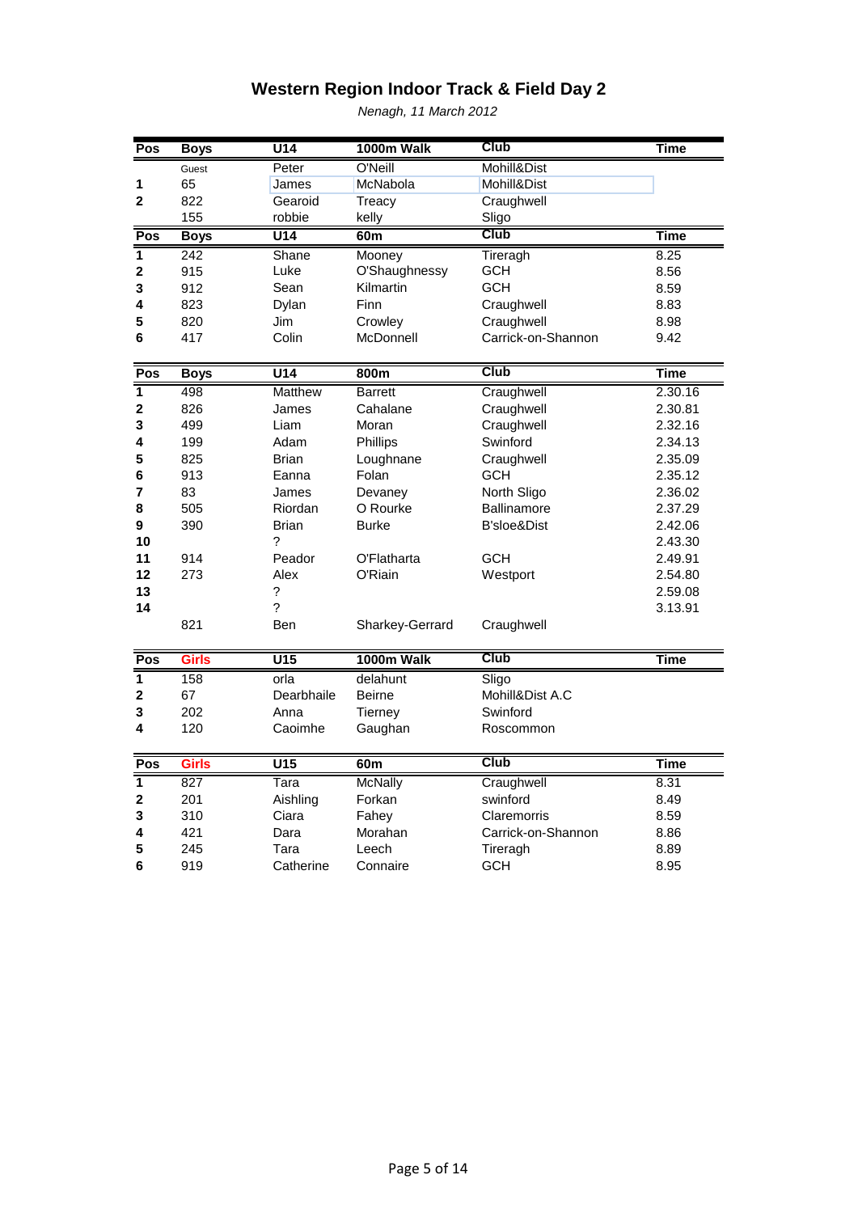# Western Region Indoor Track & Field Day 2

*Nenagh, 11 March 2012*

| Pos | Boys | U14 | 1000m Walk | Club | Time |
|---|---|---|---|---|---|
| | Guest | Peter | O'Neill | Mohill&Dist | |
| 1 | 65 | James | McNabola | Mohill&Dist | |
| 2 | 822 | Gearoid | Treacy | Craughwell | |
| | 155 | robbie | kelly | Sligo | |

| Pos | Boys | U14 | 60m | Club | Time |
|---|---|---|---|---|---|
| 1 | 242 | Shane | Mooney | Tireragh | 8.25 |
| 2 | 915 | Luke | O'Shaughnessy | GCH | 8.56 |
| 3 | 912 | Sean | Kilmartin | GCH | 8.59 |
| 4 | 823 | Dylan | Finn | Craughwell | 8.83 |
| 5 | 820 | Jim | Crowley | Craughwell | 8.98 |
| 6 | 417 | Colin | McDonnell | Carrick-on-Shannon | 9.42 |

| Pos | Boys | U14 | 800m | Club | Time |
|---|---|---|---|---|---|
| 1 | 498 | Matthew | Barrett | Craughwell | 2.30.16 |
| 2 | 826 | James | Cahalane | Craughwell | 2.30.81 |
| 3 | 499 | Liam | Moran | Craughwell | 2.32.16 |
| 4 | 199 | Adam | Phillips | Swinford | 2.34.13 |
| 5 | 825 | Brian | Loughnane | Craughwell | 2.35.09 |
| 6 | 913 | Eanna | Folan | GCH | 2.35.12 |
| 7 | 83 | James | Devaney | North Sligo | 2.36.02 |
| 8 | 505 | Riordan | O Rourke | Ballinamore | 2.37.29 |
| 9 | 390 | Brian | Burke | B'sloe&Dist | 2.42.06 |
| 10 | | ? | | | 2.43.30 |
| 11 | 914 | Peador | O'Flatharta | GCH | 2.49.91 |
| 12 | 273 | Alex | O'Riain | Westport | 2.54.80 |
| 13 | | ? | | | 2.59.08 |
| 14 | | ? | | | 3.13.91 |
| | 821 | Ben | Sharkey-Gerrard | Craughwell | |

| Pos | Girls | U15 | 1000m Walk | Club | Time |
|---|---|---|---|---|---|
| 1 | 158 | orla | delahunt | Sligo | |
| 2 | 67 | Dearbhaile | Beirne | Mohill&Dist A.C | |
| 3 | 202 | Anna | Tierney | Swinford | |
| 4 | 120 | Caoimhe | Gaughan | Roscommon | |

| Pos | Girls | U15 | 60m | Club | Time |
|---|---|---|---|---|---|
| 1 | 827 | Tara | McNally | Craughwell | 8.31 |
| 2 | 201 | Aishling | Forkan | swinford | 8.49 |
| 3 | 310 | Ciara | Fahey | Claremorris | 8.59 |
| 4 | 421 | Dara | Morahan | Carrick-on-Shannon | 8.86 |
| 5 | 245 | Tara | Leech | Tireragh | 8.89 |
| 6 | 919 | Catherine | Connaire | GCH | 8.95 |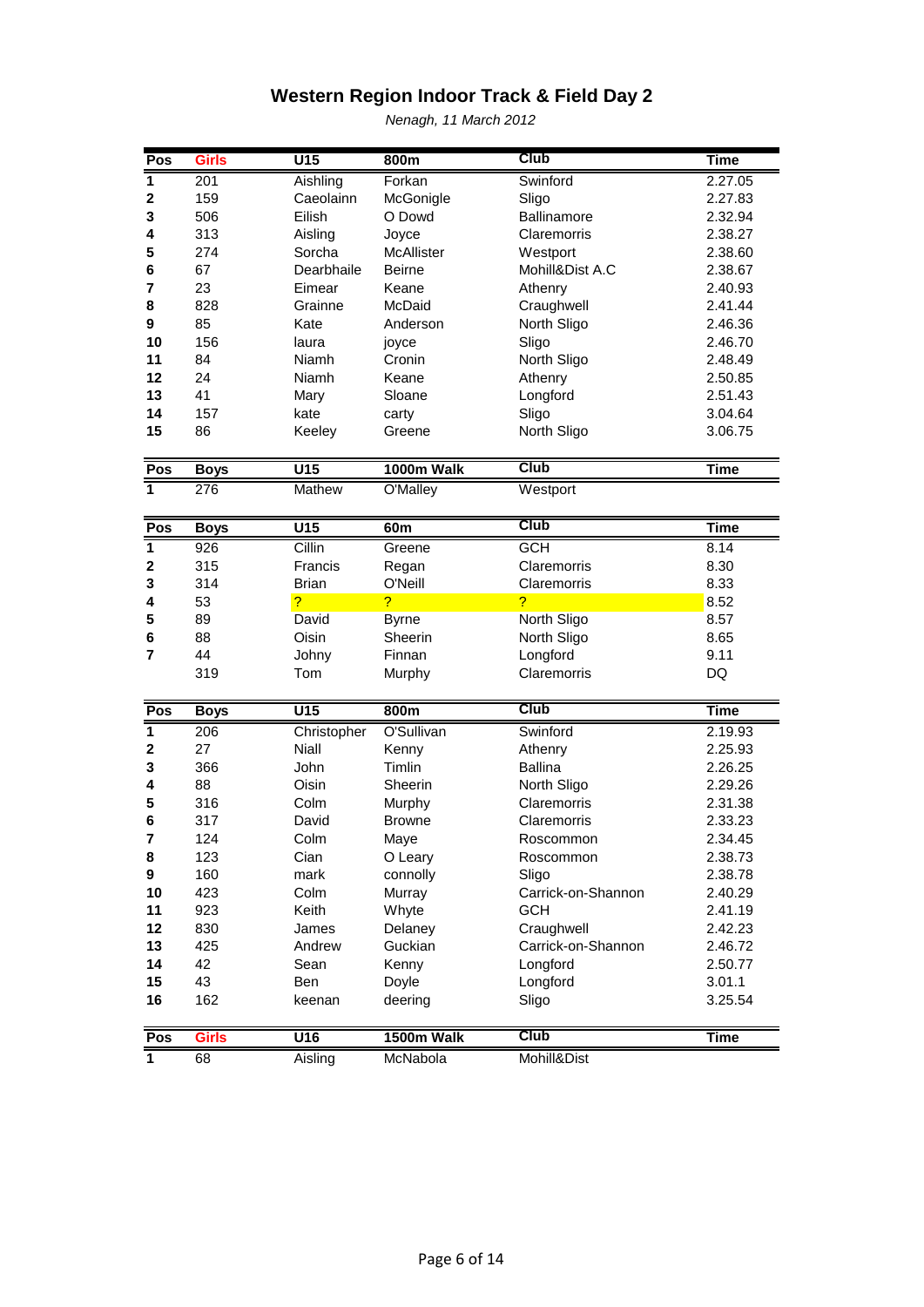# Western Region Indoor Track & Field Day 2

*Nenagh, 11 March 2012*

| Pos | Girls | U15 | 800m | Club | Time |
|---|---|---|---|---|---|
| 1 | 201 | Aishling | Forkan | Swinford | 2.27.05 |
| 2 | 159 | Caeolainn | McGonigle | Sligo | 2.27.83 |
| 3 | 506 | Eilish | O Dowd | Ballinamore | 2.32.94 |
| 4 | 313 | Aisling | Joyce | Claremorris | 2.38.27 |
| 5 | 274 | Sorcha | McAllister | Westport | 2.38.60 |
| 6 | 67 | Dearbhaile | Beirne | Mohill&Dist A.C | 2.38.67 |
| 7 | 23 | Eimear | Keane | Athenry | 2.40.93 |
| 8 | 828 | Grainne | McDaid | Craughwell | 2.41.44 |
| 9 | 85 | Kate | Anderson | North Sligo | 2.46.36 |
| 10 | 156 | laura | joyce | Sligo | 2.46.70 |
| 11 | 84 | Niamh | Cronin | North Sligo | 2.48.49 |
| 12 | 24 | Niamh | Keane | Athenry | 2.50.85 |
| 13 | 41 | Mary | Sloane | Longford | 2.51.43 |
| 14 | 157 | kate | carty | Sligo | 3.04.64 |
| 15 | 86 | Keeley | Greene | North Sligo | 3.06.75 |

| Pos | Boys | U15 | 1000m Walk | Club | Time |
|---|---|---|---|---|---|
| 1 | 276 | Mathew | O'Malley | Westport | |

| Pos | Boys | U15 | 60m | Club | Time |
|---|---|---|---|---|---|
| 1 | 926 | Cillin | Greene | GCH | 8.14 |
| 2 | 315 | Francis | Regan | Claremorris | 8.30 |
| 3 | 314 | Brian | O'Neill | Claremorris | 8.33 |
| 4 | 53 | ? | ? | ? | 8.52 |
| 5 | 89 | David | Byrne | North Sligo | 8.57 |
| 6 | 88 | Oisin | Sheerin | North Sligo | 8.65 |
| 7 | 44 | Johny | Finnan | Longford | 9.11 |
| | 319 | Tom | Murphy | Claremorris | DQ |

| Pos | Boys | U15 | 800m | Club | Time |
|---|---|---|---|---|---|
| 1 | 206 | Christopher | O'Sullivan | Swinford | 2.19.93 |
| 2 | 27 | Niall | Kenny | Athenry | 2.25.93 |
| 3 | 366 | John | Timlin | Ballina | 2.26.25 |
| 4 | 88 | Oisin | Sheerin | North Sligo | 2.29.26 |
| 5 | 316 | Colm | Murphy | Claremorris | 2.31.38 |
| 6 | 317 | David | Browne | Claremorris | 2.33.23 |
| 7 | 124 | Colm | Maye | Roscommon | 2.34.45 |
| 8 | 123 | Cian | O Leary | Roscommon | 2.38.73 |
| 9 | 160 | mark | connolly | Sligo | 2.38.78 |
| 10 | 423 | Colm | Murray | Carrick-on-Shannon | 2.40.29 |
| 11 | 923 | Keith | Whyte | GCH | 2.41.19 |
| 12 | 830 | James | Delaney | Craughwell | 2.42.23 |
| 13 | 425 | Andrew | Guckian | Carrick-on-Shannon | 2.46.72 |
| 14 | 42 | Sean | Kenny | Longford | 2.50.77 |
| 15 | 43 | Ben | Doyle | Longford | 3.01.1 |
| 16 | 162 | keenan | deering | Sligo | 3.25.54 |

| Pos | Girls | U16 | 1500m Walk | Club | Time |
|---|---|---|---|---|---|
| 1 | 68 | Aisling | McNabola | Mohill&Dist | |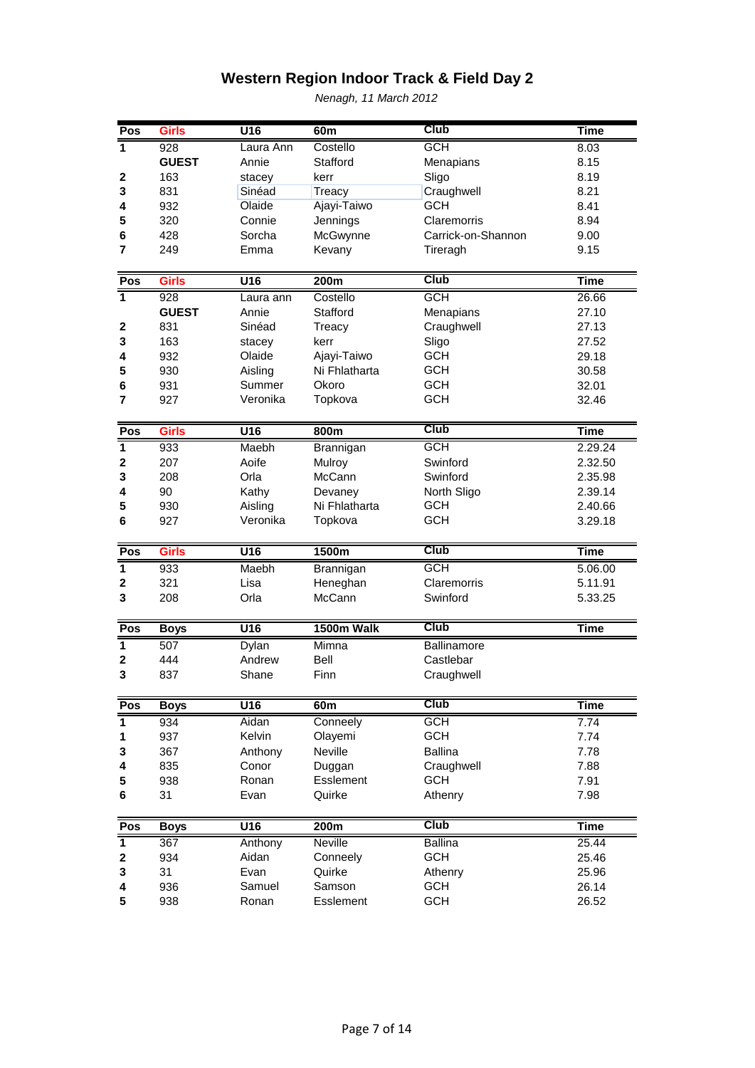# Western Region Indoor Track & Field Day 2

*Nenagh, 11 March 2012*

| Pos | Girls | U16 | 60m | Club | Time |
|---|---|---|---|---|---|
| 1 | 928 | Laura Ann | Costello | GCH | 8.03 |
| | GUEST | Annie | Stafford | Menapians | 8.15 |
| 2 | 163 | stacey | kerr | Sligo | 8.19 |
| 3 | 831 | Sinéad | Treacy | Craughwell | 8.21 |
| 4 | 932 | Olaide | Ajayi-Taiwo | GCH | 8.41 |
| 5 | 320 | Connie | Jennings | Claremorris | 8.94 |
| 6 | 428 | Sorcha | McGwynne | Carrick-on-Shannon | 9.00 |
| 7 | 249 | Emma | Kevany | Tireragh | 9.15 |

| Pos | Girls | U16 | 200m | Club | Time |
|---|---|---|---|---|---|
| 1 | 928 | Laura ann | Costello | GCH | 26.66 |
| | GUEST | Annie | Stafford | Menapians | 27.10 |
| 2 | 831 | Sinéad | Treacy | Craughwell | 27.13 |
| 3 | 163 | stacey | kerr | Sligo | 27.52 |
| 4 | 932 | Olaide | Ajayi-Taiwo | GCH | 29.18 |
| 5 | 930 | Aisling | Ni Fhlatharta | GCH | 30.58 |
| 6 | 931 | Summer | Okoro | GCH | 32.01 |
| 7 | 927 | Veronika | Topkova | GCH | 32.46 |

| Pos | Girls | U16 | 800m | Club | Time |
|---|---|---|---|---|---|
| 1 | 933 | Maebh | Brannigan | GCH | 2.29.24 |
| 2 | 207 | Aoife | Mulroy | Swinford | 2.32.50 |
| 3 | 208 | Orla | McCann | Swinford | 2.35.98 |
| 4 | 90 | Kathy | Devaney | North Sligo | 2.39.14 |
| 5 | 930 | Aisling | Ni Fhlatharta | GCH | 2.40.66 |
| 6 | 927 | Veronika | Topkova | GCH | 3.29.18 |

| Pos | Girls | U16 | 1500m | Club | Time |
|---|---|---|---|---|---|
| 1 | 933 | Maebh | Brannigan | GCH | 5.06.00 |
| 2 | 321 | Lisa | Heneghan | Claremorris | 5.11.91 |
| 3 | 208 | Orla | McCann | Swinford | 5.33.25 |

| Pos | Boys | U16 | 1500m Walk | Club | Time |
|---|---|---|---|---|---|
| 1 | 507 | Dylan | Mimna | Ballinamore | |
| 2 | 444 | Andrew | Bell | Castlebar | |
| 3 | 837 | Shane | Finn | Craughwell | |

| Pos | Boys | U16 | 60m | Club | Time |
|---|---|---|---|---|---|
| 1 | 934 | Aidan | Conneely | GCH | 7.74 |
| 1 | 937 | Kelvin | Olayemi | GCH | 7.74 |
| 3 | 367 | Anthony | Neville | Ballina | 7.78 |
| 4 | 835 | Conor | Duggan | Craughwell | 7.88 |
| 5 | 938 | Ronan | Esslement | GCH | 7.91 |
| 6 | 31 | Evan | Quirke | Athenry | 7.98 |

| Pos | Boys | U16 | 200m | Club | Time |
|---|---|---|---|---|---|
| 1 | 367 | Anthony | Neville | Ballina | 25.44 |
| 2 | 934 | Aidan | Conneely | GCH | 25.46 |
| 3 | 31 | Evan | Quirke | Athenry | 25.96 |
| 4 | 936 | Samuel | Samson | GCH | 26.14 |
| 5 | 938 | Ronan | Esslement | GCH | 26.52 |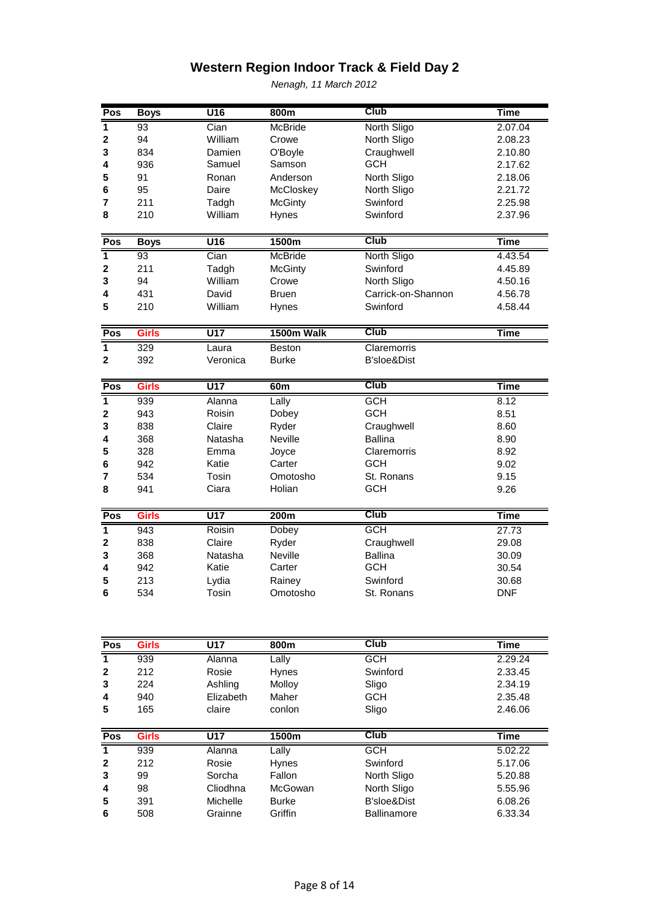# Western Region Indoor Track & Field Day 2

*Nenagh, 11 March 2012*

| Pos | Boys | U16 | 800m | Club | Time |
|---|---|---|---|---|---|
| 1 | 93 | Cian | McBride | North Sligo | 2.07.04 |
| 2 | 94 | William | Crowe | North Sligo | 2.08.23 |
| 3 | 834 | Damien | O'Boyle | Craughwell | 2.10.80 |
| 4 | 936 | Samuel | Samson | GCH | 2.17.62 |
| 5 | 91 | Ronan | Anderson | North Sligo | 2.18.06 |
| 6 | 95 | Daire | McCloskey | North Sligo | 2.21.72 |
| 7 | 211 | Tadgh | McGinty | Swinford | 2.25.98 |
| 8 | 210 | William | Hynes | Swinford | 2.37.96 |

| Pos | Boys | U16 | 1500m | Club | Time |
|---|---|---|---|---|---|
| 1 | 93 | Cian | McBride | North Sligo | 4.43.54 |
| 2 | 211 | Tadgh | McGinty | Swinford | 4.45.89 |
| 3 | 94 | William | Crowe | North Sligo | 4.50.16 |
| 4 | 431 | David | Bruen | Carrick-on-Shannon | 4.56.78 |
| 5 | 210 | William | Hynes | Swinford | 4.58.44 |

| Pos | Girls | U17 | 1500m Walk | Club | Time |
|---|---|---|---|---|---|
| 1 | 329 | Laura | Beston | Claremorris | |
| 2 | 392 | Veronica | Burke | B'sloe&Dist | |

| Pos | Girls | U17 | 60m | Club | Time |
|---|---|---|---|---|---|
| 1 | 939 | Alanna | Lally | GCH | 8.12 |
| 2 | 943 | Roisin | Dobey | GCH | 8.51 |
| 3 | 838 | Claire | Ryder | Craughwell | 8.60 |
| 4 | 368 | Natasha | Neville | Ballina | 8.90 |
| 5 | 328 | Emma | Joyce | Claremorris | 8.92 |
| 6 | 942 | Katie | Carter | GCH | 9.02 |
| 7 | 534 | Tosin | Omotosho | St. Ronans | 9.15 |
| 8 | 941 | Ciara | Holian | GCH | 9.26 |

| Pos | Girls | U17 | 200m | Club | Time |
|---|---|---|---|---|---|
| 1 | 943 | Roisin | Dobey | GCH | 27.73 |
| 2 | 838 | Claire | Ryder | Craughwell | 29.08 |
| 3 | 368 | Natasha | Neville | Ballina | 30.09 |
| 4 | 942 | Katie | Carter | GCH | 30.54 |
| 5 | 213 | Lydia | Rainey | Swinford | 30.68 |
| 6 | 534 | Tosin | Omotosho | St. Ronans | DNF |

| Pos | Girls | U17 | 800m | Club | Time |
|---|---|---|---|---|---|
| 1 | 939 | Alanna | Lally | GCH | 2.29.24 |
| 2 | 212 | Rosie | Hynes | Swinford | 2.33.45 |
| 3 | 224 | Ashling | Molloy | Sligo | 2.34.19 |
| 4 | 940 | Elizabeth | Maher | GCH | 2.35.48 |
| 5 | 165 | claire | conlon | Sligo | 2.46.06 |

| Pos | Girls | U17 | 1500m | Club | Time |
|---|---|---|---|---|---|
| 1 | 939 | Alanna | Lally | GCH | 5.02.22 |
| 2 | 212 | Rosie | Hynes | Swinford | 5.17.06 |
| 3 | 99 | Sorcha | Fallon | North Sligo | 5.20.88 |
| 4 | 98 | Cliodhna | McGowan | North Sligo | 5.55.96 |
| 5 | 391 | Michelle | Burke | B'sloe&Dist | 6.08.26 |
| 6 | 508 | Grainne | Griffin | Ballinamore | 6.33.34 |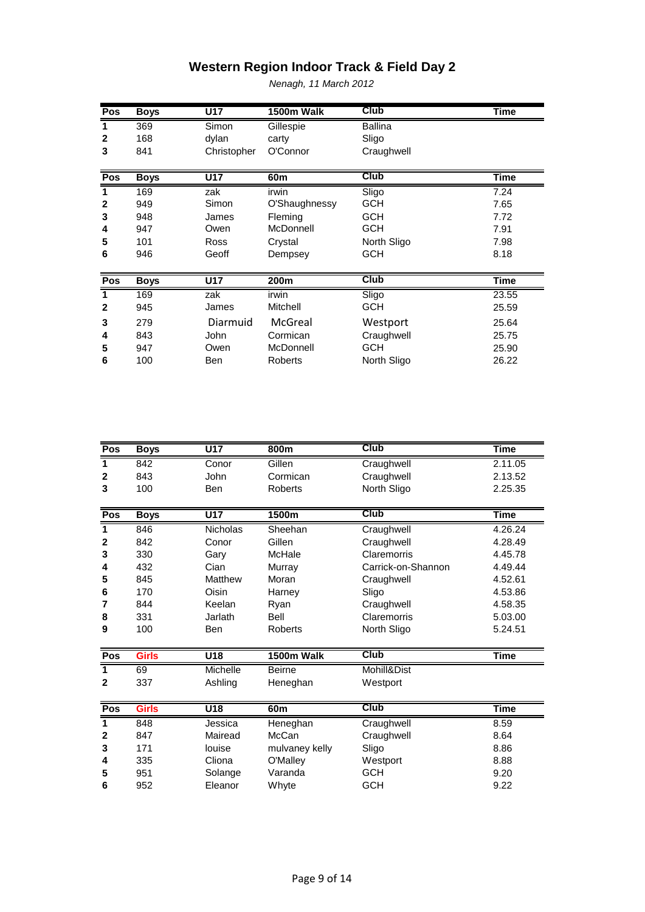# Western Region Indoor Track & Field Day 2

*Nenagh, 11 March 2012*

| Pos | Boys | U17 | 1500m Walk | Club | Time |
|---|---|---|---|---|---|
| 1 | 369 | Simon | Gillespie | Ballina | |
| 2 | 168 | dylan | carty | Sligo | |
| 3 | 841 | Christopher | O'Connor | Craughwell | |

| Pos | Boys | U17 | 60m | Club | Time |
|---|---|---|---|---|---|
| 1 | 169 | zak | irwin | Sligo | 7.24 |
| 2 | 949 | Simon | O'Shaughnessy | GCH | 7.65 |
| 3 | 948 | James | Fleming | GCH | 7.72 |
| 4 | 947 | Owen | McDonnell | GCH | 7.91 |
| 5 | 101 | Ross | Crystal | North Sligo | 7.98 |
| 6 | 946 | Geoff | Dempsey | GCH | 8.18 |

| Pos | Boys | U17 | 200m | Club | Time |
|---|---|---|---|---|---|
| 1 | 169 | zak | irwin | Sligo | 23.55 |
| 2 | 945 | James | Mitchell | GCH | 25.59 |
| 3 | 279 | Diarmuid | McGreal | Westport | 25.64 |
| 4 | 843 | John | Cormican | Craughwell | 25.75 |
| 5 | 947 | Owen | McDonnell | GCH | 25.90 |
| 6 | 100 | Ben | Roberts | North Sligo | 26.22 |

| Pos | Boys | U17 | 800m | Club | Time |
|---|---|---|---|---|---|
| 1 | 842 | Conor | Gillen | Craughwell | 2.11.05 |
| 2 | 843 | John | Cormican | Craughwell | 2.13.52 |
| 3 | 100 | Ben | Roberts | North Sligo | 2.25.35 |

| Pos | Boys | U17 | 1500m | Club | Time |
|---|---|---|---|---|---|
| 1 | 846 | Nicholas | Sheehan | Craughwell | 4.26.24 |
| 2 | 842 | Conor | Gillen | Craughwell | 4.28.49 |
| 3 | 330 | Gary | McHale | Claremorris | 4.45.78 |
| 4 | 432 | Cian | Murray | Carrick-on-Shannon | 4.49.44 |
| 5 | 845 | Matthew | Moran | Craughwell | 4.52.61 |
| 6 | 170 | Oisin | Harney | Sligo | 4.53.86 |
| 7 | 844 | Keelan | Ryan | Craughwell | 4.58.35 |
| 8 | 331 | Jarlath | Bell | Claremorris | 5.03.00 |
| 9 | 100 | Ben | Roberts | North Sligo | 5.24.51 |

| Pos | Girls | U18 | 1500m Walk | Club | Time |
|---|---|---|---|---|---|
| 1 | 69 | Michelle | Beirne | Mohill&Dist | |
| 2 | 337 | Ashling | Heneghan | Westport | |

| Pos | Girls | U18 | 60m | Club | Time |
|---|---|---|---|---|---|
| 1 | 848 | Jessica | Heneghan | Craughwell | 8.59 |
| 2 | 847 | Mairead | McCan | Craughwell | 8.64 |
| 3 | 171 | louise | mulvaney kelly | Sligo | 8.86 |
| 4 | 335 | Cliona | O'Malley | Westport | 8.88 |
| 5 | 951 | Solange | Varanda | GCH | 9.20 |
| 6 | 952 | Eleanor | Whyte | GCH | 9.22 |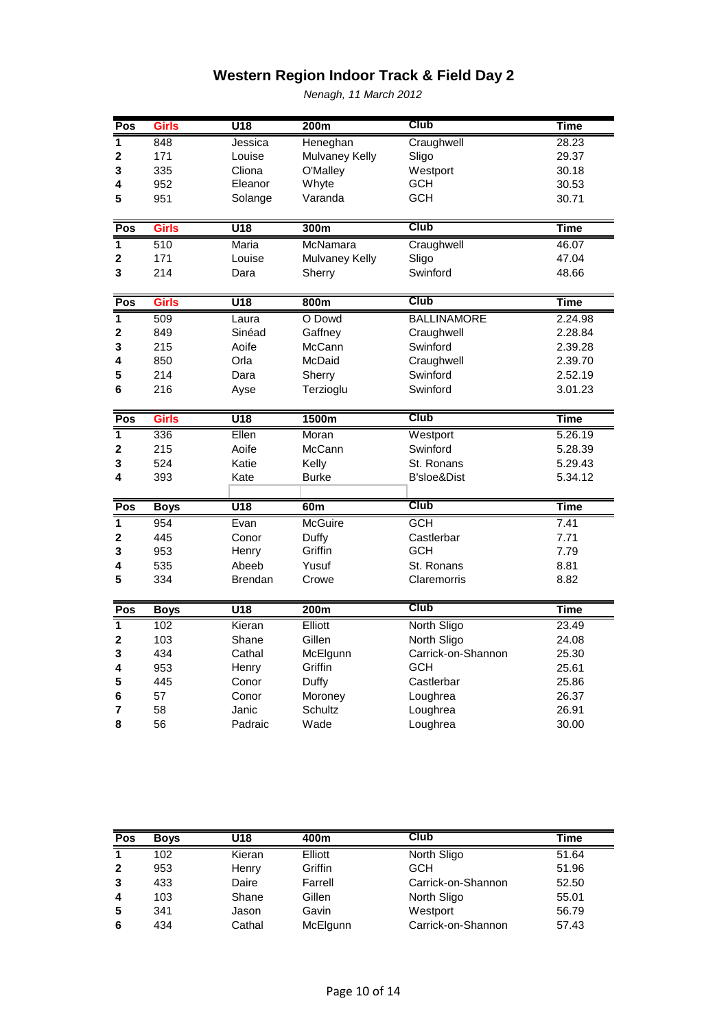# Western Region Indoor Track & Field Day 2

*Nenagh, 11 March 2012*

| Pos | Girls | U18 | 200m | Club | Time |
|---|---|---|---|---|---|
| 1 | 848 | Jessica | Heneghan | Craughwell | 28.23 |
| 2 | 171 | Louise | Mulvaney Kelly | Sligo | 29.37 |
| 3 | 335 | Cliona | O'Malley | Westport | 30.18 |
| 4 | 952 | Eleanor | Whyte | GCH | 30.53 |
| 5 | 951 | Solange | Varanda | GCH | 30.71 |

| Pos | Girls | U18 | 300m | Club | Time |
|---|---|---|---|---|---|
| 1 | 510 | Maria | McNamara | Craughwell | 46.07 |
| 2 | 171 | Louise | Mulvaney Kelly | Sligo | 47.04 |
| 3 | 214 | Dara | Sherry | Swinford | 48.66 |

| Pos | Girls | U18 | 800m | Club | Time |
|---|---|---|---|---|---|
| 1 | 509 | Laura | O Dowd | BALLINAMORE | 2.24.98 |
| 2 | 849 | Sinéad | Gaffney | Craughwell | 2.28.84 |
| 3 | 215 | Aoife | McCann | Swinford | 2.39.28 |
| 4 | 850 | Orla | McDaid | Craughwell | 2.39.70 |
| 5 | 214 | Dara | Sherry | Swinford | 2.52.19 |
| 6 | 216 | Ayse | Terzioglu | Swinford | 3.01.23 |

| Pos | Girls | U18 | 1500m | Club | Time |
|---|---|---|---|---|---|
| 1 | 336 | Ellen | Moran | Westport | 5.26.19 |
| 2 | 215 | Aoife | McCann | Swinford | 5.28.39 |
| 3 | 524 | Katie | Kelly | St. Ronans | 5.29.43 |
| 4 | 393 | Kate | Burke | B'sloe&Dist | 5.34.12 |

| Pos | Boys | U18 | 60m | Club | Time |
|---|---|---|---|---|---|
| 1 | 954 | Evan | McGuire | GCH | 7.41 |
| 2 | 445 | Conor | Duffy | Castlerbar | 7.71 |
| 3 | 953 | Henry | Griffin | GCH | 7.79 |
| 4 | 535 | Abeeb | Yusuf | St. Ronans | 8.81 |
| 5 | 334 | Brendan | Crowe | Claremorris | 8.82 |

| Pos | Boys | U18 | 200m | Club | Time |
|---|---|---|---|---|---|
| 1 | 102 | Kieran | Elliott | North Sligo | 23.49 |
| 2 | 103 | Shane | Gillen | North Sligo | 24.08 |
| 3 | 434 | Cathal | McElgunn | Carrick-on-Shannon | 25.30 |
| 4 | 953 | Henry | Griffin | GCH | 25.61 |
| 5 | 445 | Conor | Duffy | Castlerbar | 25.86 |
| 6 | 57 | Conor | Moroney | Loughrea | 26.37 |
| 7 | 58 | Janic | Schultz | Loughrea | 26.91 |
| 8 | 56 | Padraic | Wade | Loughrea | 30.00 |

| Pos | Boys | U18 | 400m | Club | Time |
|---|---|---|---|---|---|
| 1 | 102 | Kieran | Elliott | North Sligo | 51.64 |
| 2 | 953 | Henry | Griffin | GCH | 51.96 |
| 3 | 433 | Daire | Farrell | Carrick-on-Shannon | 52.50 |
| 4 | 103 | Shane | Gillen | North Sligo | 55.01 |
| 5 | 341 | Jason | Gavin | Westport | 56.79 |
| 6 | 434 | Cathal | McElgunn | Carrick-on-Shannon | 57.43 |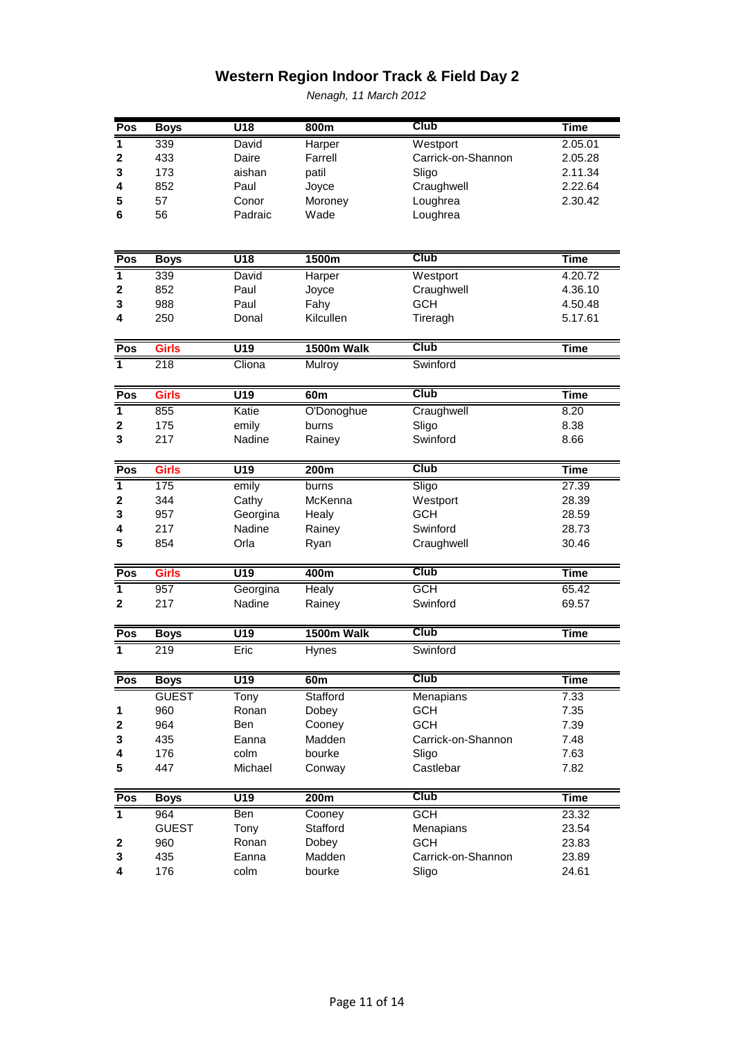# Western Region Indoor Track & Field Day 2

*Nenagh, 11 March 2012*

| Pos | Boys | U18 | 800m | Club | Time |
|---|---|---|---|---|---|
| 1 | 339 | David | Harper | Westport | 2.05.01 |
| 2 | 433 | Daire | Farrell | Carrick-on-Shannon | 2.05.28 |
| 3 | 173 | aishan | patil | Sligo | 2.11.34 |
| 4 | 852 | Paul | Joyce | Craughwell | 2.22.64 |
| 5 | 57 | Conor | Moroney | Loughrea | 2.30.42 |
| 6 | 56 | Padraic | Wade | Loughrea | |

| Pos | Boys | U18 | 1500m | Club | Time |
|---|---|---|---|---|---|
| 1 | 339 | David | Harper | Westport | 4.20.72 |
| 2 | 852 | Paul | Joyce | Craughwell | 4.36.10 |
| 3 | 988 | Paul | Fahy | GCH | 4.50.48 |
| 4 | 250 | Donal | Kilcullen | Tireragh | 5.17.61 |

| Pos | Girls | U19 | 1500m Walk | Club | Time |
|---|---|---|---|---|---|
| 1 | 218 | Cliona | Mulroy | Swinford | |

| Pos | Girls | U19 | 60m | Club | Time |
|---|---|---|---|---|---|
| 1 | 855 | Katie | O'Donoghue | Craughwell | 8.20 |
| 2 | 175 | emily | burns | Sligo | 8.38 |
| 3 | 217 | Nadine | Rainey | Swinford | 8.66 |

| Pos | Girls | U19 | 200m | Club | Time |
|---|---|---|---|---|---|
| 1 | 175 | emily | burns | Sligo | 27.39 |
| 2 | 344 | Cathy | McKenna | Westport | 28.39 |
| 3 | 957 | Georgina | Healy | GCH | 28.59 |
| 4 | 217 | Nadine | Rainey | Swinford | 28.73 |
| 5 | 854 | Orla | Ryan | Craughwell | 30.46 |

| Pos | Girls | U19 | 400m | Club | Time |
|---|---|---|---|---|---|
| 1 | 957 | Georgina | Healy | GCH | 65.42 |
| 2 | 217 | Nadine | Rainey | Swinford | 69.57 |

| Pos | Boys | U19 | 1500m Walk | Club | Time |
|---|---|---|---|---|---|
| 1 | 219 | Eric | Hynes | Swinford | |

| Pos | Boys | U19 | 60m | Club | Time |
|---|---|---|---|---|---|
| | GUEST | Tony | Stafford | Menapians | 7.33 |
| 1 | 960 | Ronan | Dobey | GCH | 7.35 |
| 2 | 964 | Ben | Cooney | GCH | 7.39 |
| 3 | 435 | Eanna | Madden | Carrick-on-Shannon | 7.48 |
| 4 | 176 | colm | bourke | Sligo | 7.63 |
| 5 | 447 | Michael | Conway | Castlebar | 7.82 |

| Pos | Boys | U19 | 200m | Club | Time |
|---|---|---|---|---|---|
| 1 | 964 | Ben | Cooney | GCH | 23.32 |
| | GUEST | Tony | Stafford | Menapians | 23.54 |
| 2 | 960 | Ronan | Dobey | GCH | 23.83 |
| 3 | 435 | Eanna | Madden | Carrick-on-Shannon | 23.89 |
| 4 | 176 | colm | bourke | Sligo | 24.61 |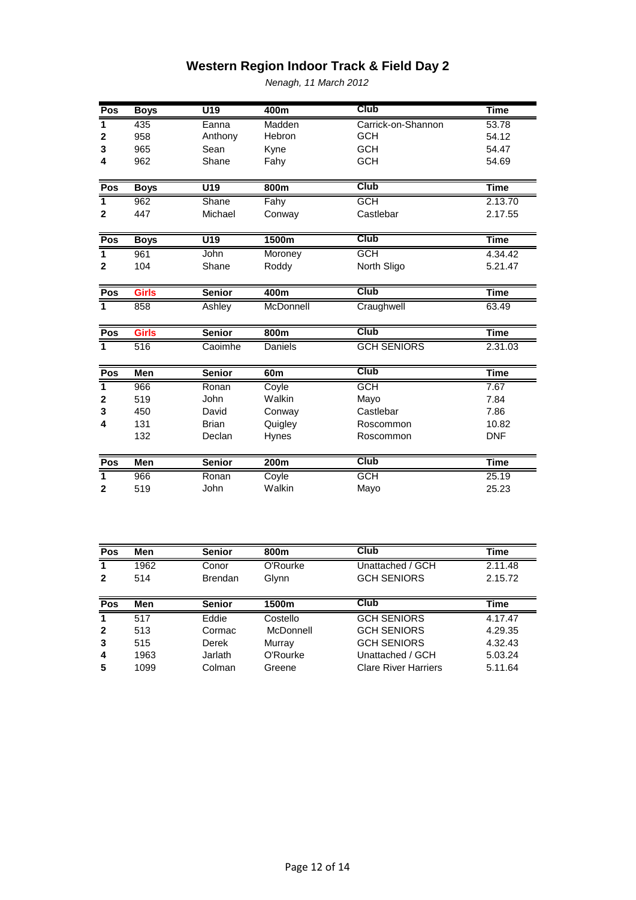# Western Region Indoor Track & Field Day 2

*Nenagh, 11 March 2012*

| Pos | Boys | U19 | 400m | Club | Time |
|---|---|---|---|---|---|
| 1 | 435 | Eanna | Madden | Carrick-on-Shannon | 53.78 |
| 2 | 958 | Anthony | Hebron | GCH | 54.12 |
| 3 | 965 | Sean | Kyne | GCH | 54.47 |
| 4 | 962 | Shane | Fahy | GCH | 54.69 |

| Pos | Boys | U19 | 800m | Club | Time |
|---|---|---|---|---|---|
| 1 | 962 | Shane | Fahy | GCH | 2.13.70 |
| 2 | 447 | Michael | Conway | Castlebar | 2.17.55 |

| Pos | Boys | U19 | 1500m | Club | Time |
|---|---|---|---|---|---|
| 1 | 961 | John | Moroney | GCH | 4.34.42 |
| 2 | 104 | Shane | Roddy | North Sligo | 5.21.47 |

| Pos | Girls | Senior | 400m | Club | Time |
|---|---|---|---|---|---|
| 1 | 858 | Ashley | McDonnell | Craughwell | 63.49 |

| Pos | Girls | Senior | 800m | Club | Time |
|---|---|---|---|---|---|
| 1 | 516 | Caoimhe | Daniels | GCH SENIORS | 2.31.03 |

| Pos | Men | Senior | 60m | Club | Time |
|---|---|---|---|---|---|
| 1 | 966 | Ronan | Coyle | GCH | 7.67 |
| 2 | 519 | John | Walkin | Mayo | 7.84 |
| 3 | 450 | David | Conway | Castlebar | 7.86 |
| 4 | 131 | Brian | Quigley | Roscommon | 10.82 |
| | 132 | Declan | Hynes | Roscommon | DNF |

| Pos | Men | Senior | 200m | Club | Time |
|---|---|---|---|---|---|
| 1 | 966 | Ronan | Coyle | GCH | 25.19 |
| 2 | 519 | John | Walkin | Mayo | 25.23 |

| Pos | Men | Senior | 800m | Club | Time |
|---|---|---|---|---|---|
| 1 | 1962 | Conor | O'Rourke | Unattached / GCH | 2.11.48 |
| 2 | 514 | Brendan | Glynn | GCH SENIORS | 2.15.72 |

| Pos | Men | Senior | 1500m | Club | Time |
|---|---|---|---|---|---|
| 1 | 517 | Eddie | Costello | GCH SENIORS | 4.17.47 |
| 2 | 513 | Cormac | McDonnell | GCH SENIORS | 4.29.35 |
| 3 | 515 | Derek | Murray | GCH SENIORS | 4.32.43 |
| 4 | 1963 | Jarlath | O'Rourke | Unattached / GCH | 5.03.24 |
| 5 | 1099 | Colman | Greene | Clare River Harriers | 5.11.64 |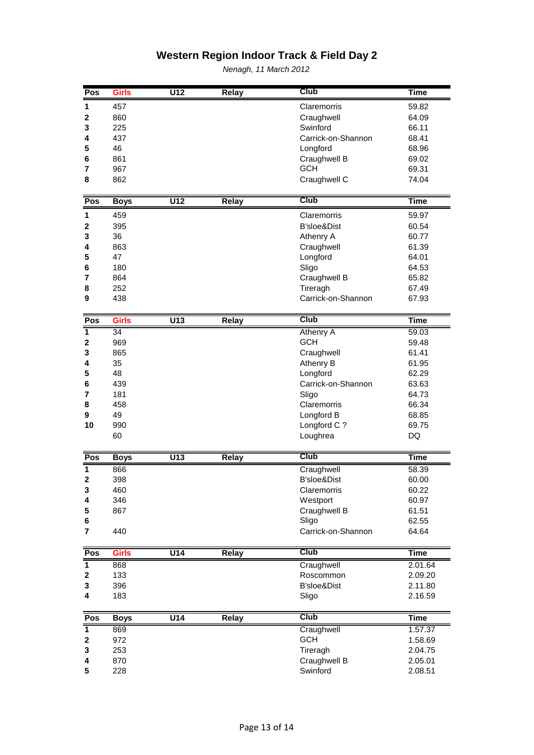# Western Region Indoor Track & Field Day 2

*Nenagh, 11 March 2012*

| Pos | Girls | U12 | Relay | Club | Time |
|---|---|---|---|---|---|
| 1 | 457 | | | Claremorris | 59.82 |
| 2 | 860 | | | Craughwell | 64.09 |
| 3 | 225 | | | Swinford | 66.11 |
| 4 | 437 | | | Carrick-on-Shannon | 68.41 |
| 5 | 46 | | | Longford | 68.96 |
| 6 | 861 | | | Craughwell B | 69.02 |
| 7 | 967 | | | GCH | 69.31 |
| 8 | 862 | | | Craughwell C | 74.04 |

| Pos | Boys | U12 | Relay | Club | Time |
|---|---|---|---|---|---|
| 1 | 459 | | | Claremorris | 59.97 |
| 2 | 395 | | | B'sloe&Dist | 60.54 |
| 3 | 36 | | | Athenry A | 60.77 |
| 4 | 863 | | | Craughwell | 61.39 |
| 5 | 47 | | | Longford | 64.01 |
| 6 | 180 | | | Sligo | 64.53 |
| 7 | 864 | | | Craughwell B | 65.82 |
| 8 | 252 | | | Tireragh | 67.49 |
| 9 | 438 | | | Carrick-on-Shannon | 67.93 |

| Pos | Girls | U13 | Relay | Club | Time |
|---|---|---|---|---|---|
| 1 | 34 | | | Athenry A | 59.03 |
| 2 | 969 | | | GCH | 59.48 |
| 3 | 865 | | | Craughwell | 61.41 |
| 4 | 35 | | | Athenry B | 61.95 |
| 5 | 48 | | | Longford | 62.29 |
| 6 | 439 | | | Carrick-on-Shannon | 63.63 |
| 7 | 181 | | | Sligo | 64.73 |
| 8 | 458 | | | Claremorris | 66.34 |
| 9 | 49 | | | Longford B | 68.85 |
| 10 | 990 | | | Longford C ? | 69.75 |
| | 60 | | | Loughrea | DQ |

| Pos | Boys | U13 | Relay | Club | Time |
|---|---|---|---|---|---|
| 1 | 866 | | | Craughwell | 58.39 |
| 2 | 398 | | | B'sloe&Dist | 60.00 |
| 3 | 460 | | | Claremorris | 60.22 |
| 4 | 346 | | | Westport | 60.97 |
| 5 | 867 | | | Craughwell B | 61.51 |
| 6 | | | | Sligo | 62.55 |
| 7 | 440 | | | Carrick-on-Shannon | 64.64 |

| Pos | Girls | U14 | Relay | Club | Time |
|---|---|---|---|---|---|
| 1 | 868 | | | Craughwell | 2.01.64 |
| 2 | 133 | | | Roscommon | 2.09.20 |
| 3 | 396 | | | B'sloe&Dist | 2.11.80 |
| 4 | 183 | | | Sligo | 2.16.59 |

| Pos | Boys | U14 | Relay | Club | Time |
|---|---|---|---|---|---|
| 1 | 869 | | | Craughwell | 1.57.37 |
| 2 | 972 | | | GCH | 1.58.69 |
| 3 | 253 | | | Tireragh | 2.04.75 |
| 4 | 870 | | | Craughwell B | 2.05.01 |
| 5 | 228 | | | Swinford | 2.08.51 |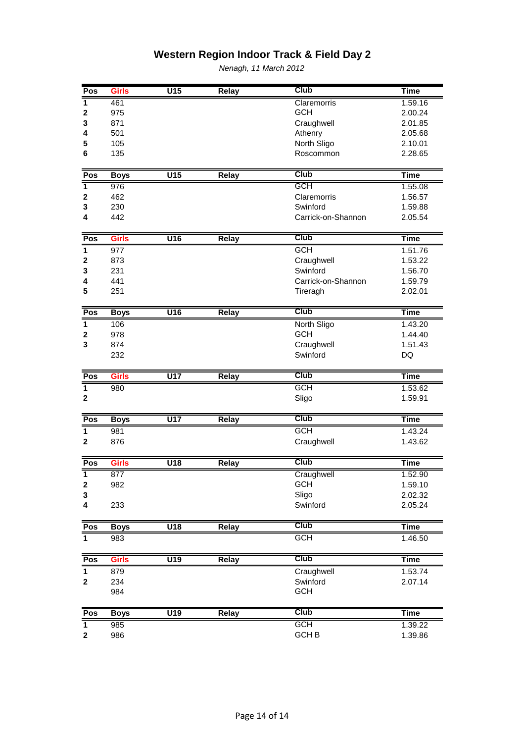# Western Region Indoor Track & Field Day 2

*Nenagh, 11 March 2012*

| Pos | Girls | U15 | Relay | Club | Time |
|---|---|---|---|---|---|
| 1 | 461 | | | Claremorris | 1.59.16 |
| 2 | 975 | | | GCH | 2.00.24 |
| 3 | 871 | | | Craughwell | 2.01.85 |
| 4 | 501 | | | Athenry | 2.05.68 |
| 5 | 105 | | | North Sligo | 2.10.01 |
| 6 | 135 | | | Roscommon | 2.28.65 |

| Pos | Boys | U15 | Relay | Club | Time |
|---|---|---|---|---|---|
| 1 | 976 | | | GCH | 1.55.08 |
| 2 | 462 | | | Claremorris | 1.56.57 |
| 3 | 230 | | | Swinford | 1.59.88 |
| 4 | 442 | | | Carrick-on-Shannon | 2.05.54 |

| Pos | Girls | U16 | Relay | Club | Time |
|---|---|---|---|---|---|
| 1 | 977 | | | GCH | 1.51.76 |
| 2 | 873 | | | Craughwell | 1.53.22 |
| 3 | 231 | | | Swinford | 1.56.70 |
| 4 | 441 | | | Carrick-on-Shannon | 1.59.79 |
| 5 | 251 | | | Tireragh | 2.02.01 |

| Pos | Boys | U16 | Relay | Club | Time |
|---|---|---|---|---|---|
| 1 | 106 | | | North Sligo | 1.43.20 |
| 2 | 978 | | | GCH | 1.44.40 |
| 3 | 874 | | | Craughwell | 1.51.43 |
| | 232 | | | Swinford | DQ |

| Pos | Girls | U17 | Relay | Club | Time |
|---|---|---|---|---|---|
| 1 | 980 | | | GCH | 1.53.62 |
| 2 | | | | Sligo | 1.59.91 |

| Pos | Boys | U17 | Relay | Club | Time |
|---|---|---|---|---|---|
| 1 | 981 | | | GCH | 1.43.24 |
| 2 | 876 | | | Craughwell | 1.43.62 |

| Pos | Girls | U18 | Relay | Club | Time |
|---|---|---|---|---|---|
| 1 | 877 | | | Craughwell | 1.52.90 |
| 2 | 982 | | | GCH | 1.59.10 |
| 3 | | | | Sligo | 2.02.32 |
| 4 | 233 | | | Swinford | 2.05.24 |

| Pos | Boys | U18 | Relay | Club | Time |
|---|---|---|---|---|---|
| 1 | 983 | | | GCH | 1.46.50 |

| Pos | Girls | U19 | Relay | Club | Time |
|---|---|---|---|---|---|
| 1 | 879 | | | Craughwell | 1.53.74 |
| 2 | 234 | | | Swinford | 2.07.14 |
| | 984 | | | GCH | |

| Pos | Boys | U19 | Relay | Club | Time |
|---|---|---|---|---|---|
| 1 | 985 | | | GCH | 1.39.22 |
| 2 | 986 | | | GCH B | 1.39.86 |